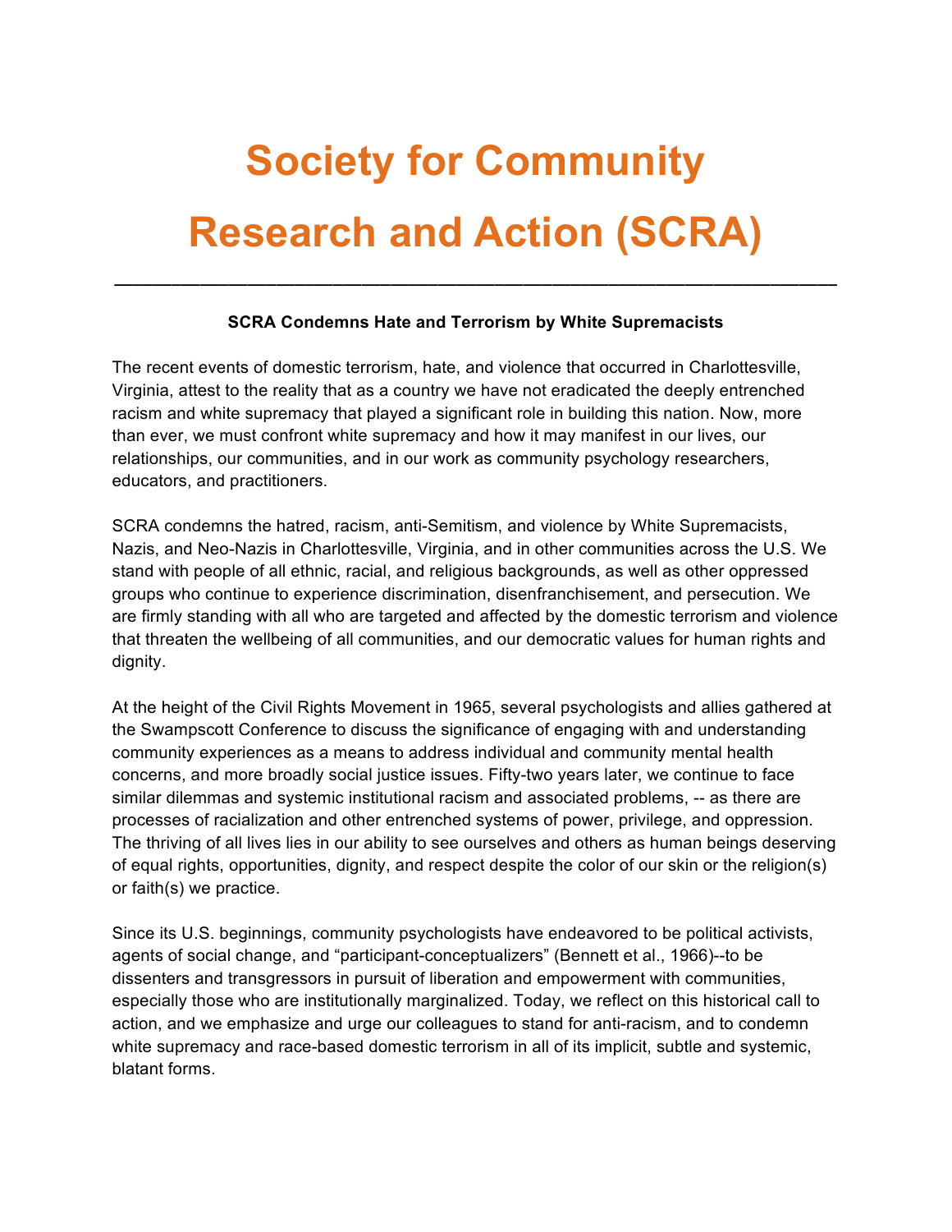# Society for Community Research and Action (SCRA)

---

**SCRA Condemns Hate and Terrorism by White Supremacists**

The recent events of domestic terrorism, hate, and violence that occurred in Charlottesville, Virginia, attest to the reality that as a country we have not eradicated the deeply entrenched racism and white supremacy that played a significant role in building this nation. Now, more than ever, we must confront white supremacy and how it may manifest in our lives, our relationships, our communities, and in our work as community psychology researchers, educators, and practitioners.

SCRA condemns the hatred, racism, anti-Semitism, and violence by White Supremacists, Nazis, and Neo-Nazis in Charlottesville, Virginia, and in other communities across the U.S. We stand with people of all ethnic, racial, and religious backgrounds, as well as other oppressed groups who continue to experience discrimination, disenfranchisement, and persecution. We are firmly standing with all who are targeted and affected by the domestic terrorism and violence that threaten the wellbeing of all communities, and our democratic values for human rights and dignity.

At the height of the Civil Rights Movement in 1965, several psychologists and allies gathered at the Swampscott Conference to discuss the significance of engaging with and understanding community experiences as a means to address individual and community mental health concerns, and more broadly social justice issues. Fifty-two years later, we continue to face similar dilemmas and systemic institutional racism and associated problems, -- as there are processes of racialization and other entrenched systems of power, privilege, and oppression. The thriving of all lives lies in our ability to see ourselves and others as human beings deserving of equal rights, opportunities, dignity, and respect despite the color of our skin or the religion(s) or faith(s) we practice.

Since its U.S. beginnings, community psychologists have endeavored to be political activists, agents of social change, and "participant-conceptualizers" (Bennett et al., 1966)--to be dissenters and transgressors in pursuit of liberation and empowerment with communities, especially those who are institutionally marginalized. Today, we reflect on this historical call to action, and we emphasize and urge our colleagues to stand for anti-racism, and to condemn white supremacy and race-based domestic terrorism in all of its implicit, subtle and systemic, blatant forms.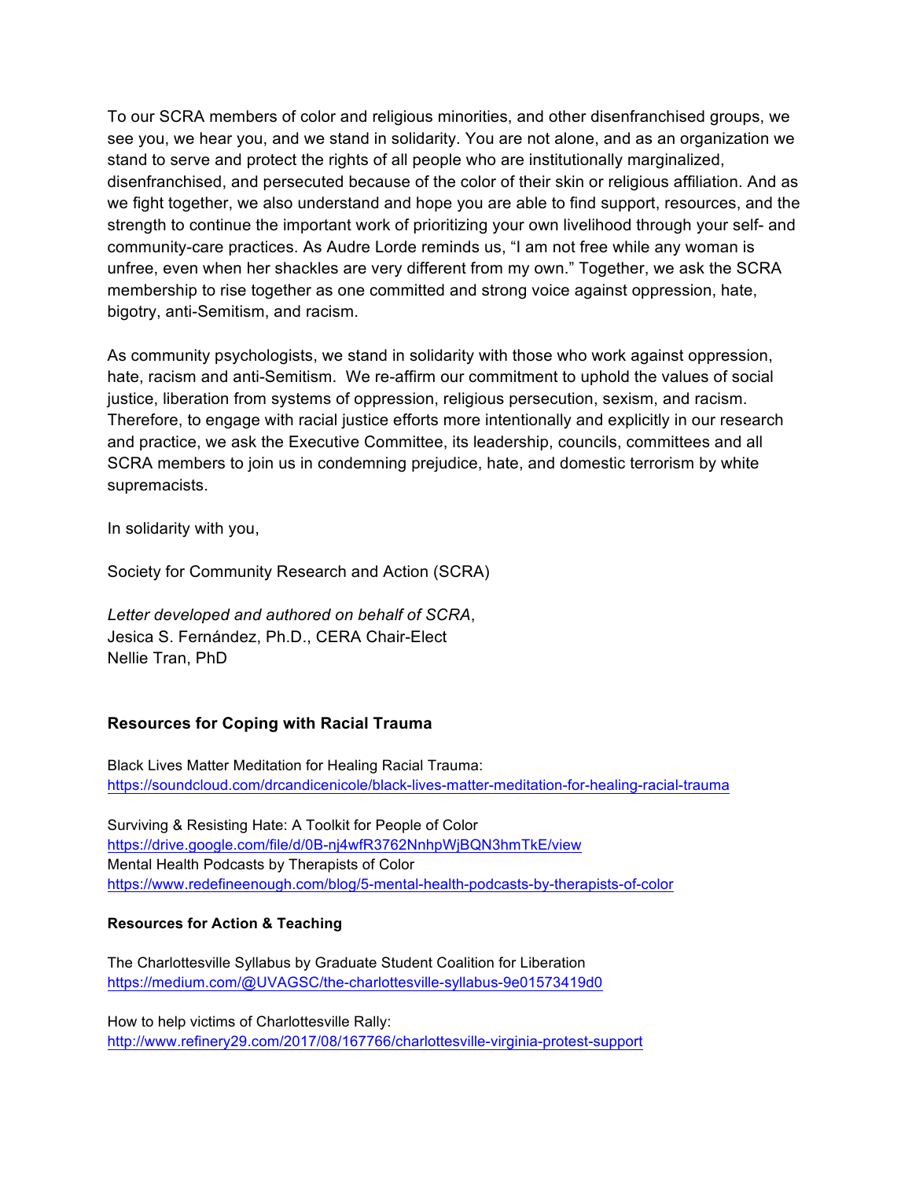To our SCRA members of color and religious minorities, and other disenfranchised groups, we see you, we hear you, and we stand in solidarity. You are not alone, and as an organization we stand to serve and protect the rights of all people who are institutionally marginalized, disenfranchised, and persecuted because of the color of their skin or religious affiliation. And as we fight together, we also understand and hope you are able to find support, resources, and the strength to continue the important work of prioritizing your own livelihood through your self- and community-care practices. As Audre Lorde reminds us, "I am not free while any woman is unfree, even when her shackles are very different from my own." Together, we ask the SCRA membership to rise together as one committed and strong voice against oppression, hate, bigotry, anti-Semitism, and racism.

As community psychologists, we stand in solidarity with those who work against oppression, hate, racism and anti-Semitism. We re-affirm our commitment to uphold the values of social justice, liberation from systems of oppression, religious persecution, sexism, and racism. Therefore, to engage with racial justice efforts more intentionally and explicitly in our research and practice, we ask the Executive Committee, its leadership, councils, committees and all SCRA members to join us in condemning prejudice, hate, and domestic terrorism by white supremacists.

In solidarity with you,

Society for Community Research and Action (SCRA)

*Letter developed and authored on behalf of SCRA*,
Jesica S. Fernández, Ph.D., CERA Chair-Elect
Nellie Tran, PhD

### Resources for Coping with Racial Trauma

Black Lives Matter Meditation for Healing Racial Trauma:
https://soundcloud.com/drcandicenicole/black-lives-matter-meditation-for-healing-racial-trauma

Surviving & Resisting Hate: A Toolkit for People of Color
https://drive.google.com/file/d/0B-nj4wfR3762NnhpWjBQN3hmTkE/view
Mental Health Podcasts by Therapists of Color
https://www.redefineenough.com/blog/5-mental-health-podcasts-by-therapists-of-color

#### Resources for Action & Teaching

The Charlottesville Syllabus by Graduate Student Coalition for Liberation
https://medium.com/@UVAGSC/the-charlottesville-syllabus-9e01573419d0

How to help victims of Charlottesville Rally:
http://www.refinery29.com/2017/08/167766/charlottesville-virginia-protest-support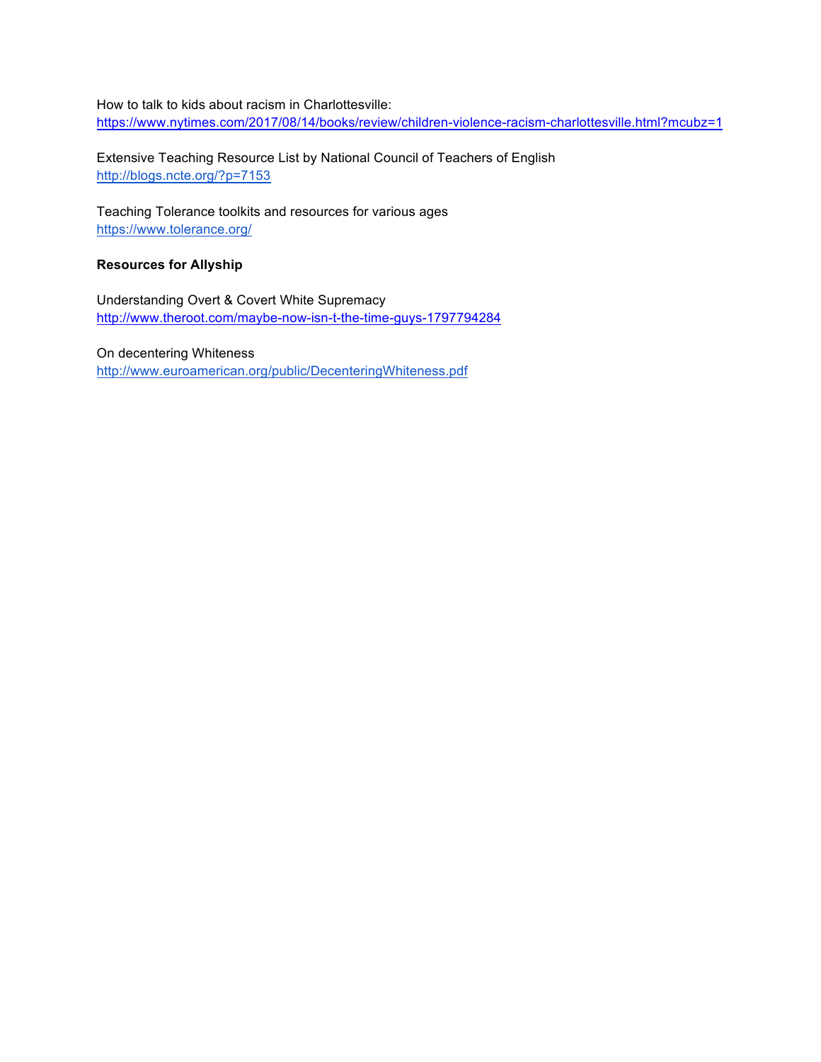How to talk to kids about racism in Charlottesville:
https://www.nytimes.com/2017/08/14/books/review/children-violence-racism-charlottesville.html?mcubz=1

Extensive Teaching Resource List by National Council of Teachers of English
http://blogs.ncte.org/?p=7153

Teaching Tolerance toolkits and resources for various ages
https://www.tolerance.org/

**Resources for Allyship**

Understanding Overt & Covert White Supremacy
http://www.theroot.com/maybe-now-isn-t-the-time-guys-1797794284

On decentering Whiteness
http://www.euroamerican.org/public/DecenteringWhiteness.pdf